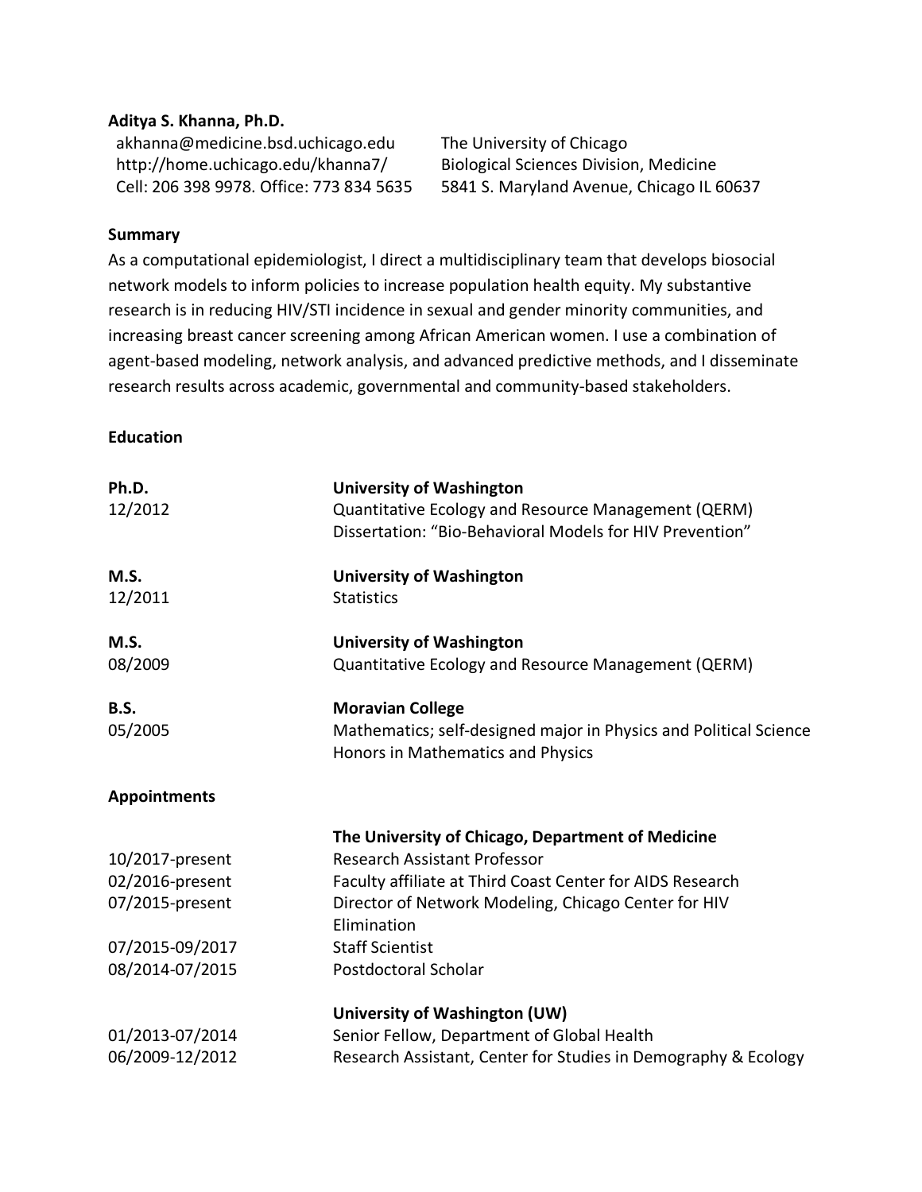**Aditya S. Khanna, Ph.D.**

akhanna@medicine.bsd.uchicago.edu
http://home.uchicago.edu/khanna7/
Cell: 206 398 9978. Office: 773 834 5635

The University of Chicago
Biological Sciences Division, Medicine
5841 S. Maryland Avenue, Chicago IL 60637

**Summary**

As a computational epidemiologist, I direct a multidisciplinary team that develops biosocial network models to inform policies to increase population health equity. My substantive research is in reducing HIV/STI incidence in sexual and gender minority communities, and increasing breast cancer screening among African American women. I use a combination of agent-based modeling, network analysis, and advanced predictive methods, and I disseminate research results across academic, governmental and community-based stakeholders.

**Education**

| | |
|---|---|
| **Ph.D.**<br>12/2012 | **University of Washington**<br>Quantitative Ecology and Resource Management (QERM)<br>Dissertation: "Bio-Behavioral Models for HIV Prevention" |
| **M.S.**<br>12/2011 | **University of Washington**<br>Statistics |
| **M.S.**<br>08/2009 | **University of Washington**<br>Quantitative Ecology and Resource Management (QERM) |
| **B.S.**<br>05/2005 | **Moravian College**<br>Mathematics; self-designed major in Physics and Political Science<br>Honors in Mathematics and Physics |

**Appointments**

| | |
|---|---|
| | **The University of Chicago, Department of Medicine** |
| 10/2017-present | Research Assistant Professor |
| 02/2016-present | Faculty affiliate at Third Coast Center for AIDS Research |
| 07/2015-present | Director of Network Modeling, Chicago Center for HIV Elimination |
| 07/2015-09/2017 | Staff Scientist |
| 08/2014-07/2015 | Postdoctoral Scholar |
| | **University of Washington (UW)** |
| 01/2013-07/2014 | Senior Fellow, Department of Global Health |
| 06/2009-12/2012 | Research Assistant, Center for Studies in Demography & Ecology |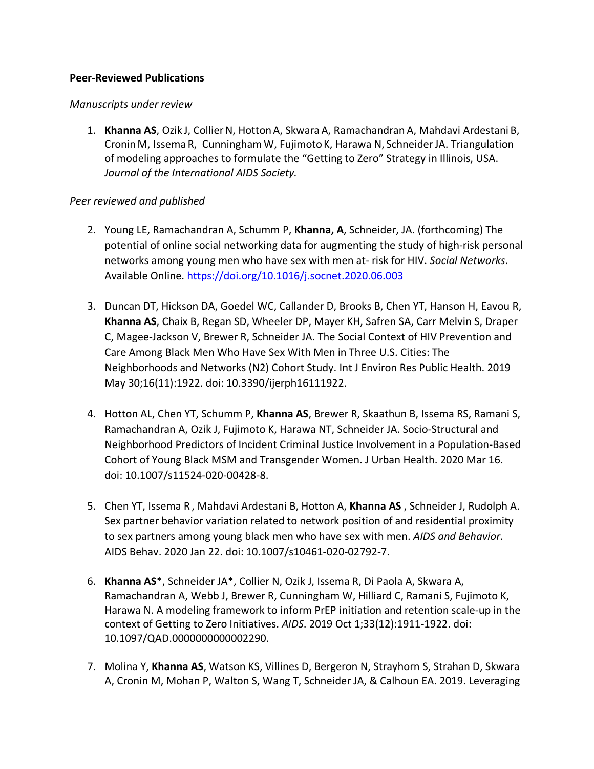**Peer-Reviewed Publications**

*Manuscripts under review*

1. **Khanna AS**, Ozik J, Collier N, Hotton A, Skwara A, Ramachandran A, Mahdavi Ardestani B, Cronin M, Issema R, Cunningham W, Fujimoto K, Harawa N, Schneider JA. Triangulation of modeling approaches to formulate the "Getting to Zero" Strategy in Illinois, USA. *Journal of the International AIDS Society.*

*Peer reviewed and published*

2. Young LE, Ramachandran A, Schumm P, **Khanna, A**, Schneider, JA. (forthcoming) The potential of online social networking data for augmenting the study of high-risk personal networks among young men who have sex with men at- risk for HIV. *Social Networks*. Available Online. https://doi.org/10.1016/j.socnet.2020.06.003

3. Duncan DT, Hickson DA, Goedel WC, Callander D, Brooks B, Chen YT, Hanson H, Eavou R, **Khanna AS**, Chaix B, Regan SD, Wheeler DP, Mayer KH, Safren SA, Carr Melvin S, Draper C, Magee-Jackson V, Brewer R, Schneider JA. The Social Context of HIV Prevention and Care Among Black Men Who Have Sex With Men in Three U.S. Cities: The Neighborhoods and Networks (N2) Cohort Study. Int J Environ Res Public Health. 2019 May 30;16(11):1922. doi: 10.3390/ijerph16111922.

4. Hotton AL, Chen YT, Schumm P, **Khanna AS**, Brewer R, Skaathun B, Issema RS, Ramani S, Ramachandran A, Ozik J, Fujimoto K, Harawa NT, Schneider JA. Socio-Structural and Neighborhood Predictors of Incident Criminal Justice Involvement in a Population-Based Cohort of Young Black MSM and Transgender Women. J Urban Health. 2020 Mar 16. doi: 10.1007/s11524-020-00428-8.

5. Chen YT, Issema R , Mahdavi Ardestani B, Hotton A, **Khanna AS** , Schneider J, Rudolph A. Sex partner behavior variation related to network position of and residential proximity to sex partners among young black men who have sex with men. *AIDS and Behavior.* AIDS Behav. 2020 Jan 22. doi: 10.1007/s10461-020-02792-7.

6. **Khanna AS**\*, Schneider JA\*, Collier N, Ozik J, Issema R, Di Paola A, Skwara A, Ramachandran A, Webb J, Brewer R, Cunningham W, Hilliard C, Ramani S, Fujimoto K, Harawa N. A modeling framework to inform PrEP initiation and retention scale-up in the context of Getting to Zero Initiatives. *AIDS*. 2019 Oct 1;33(12):1911-1922. doi: 10.1097/QAD.0000000000002290.

7. Molina Y, **Khanna AS**, Watson KS, Villines D, Bergeron N, Strayhorn S, Strahan D, Skwara A, Cronin M, Mohan P, Walton S, Wang T, Schneider JA, & Calhoun EA. 2019. Leveraging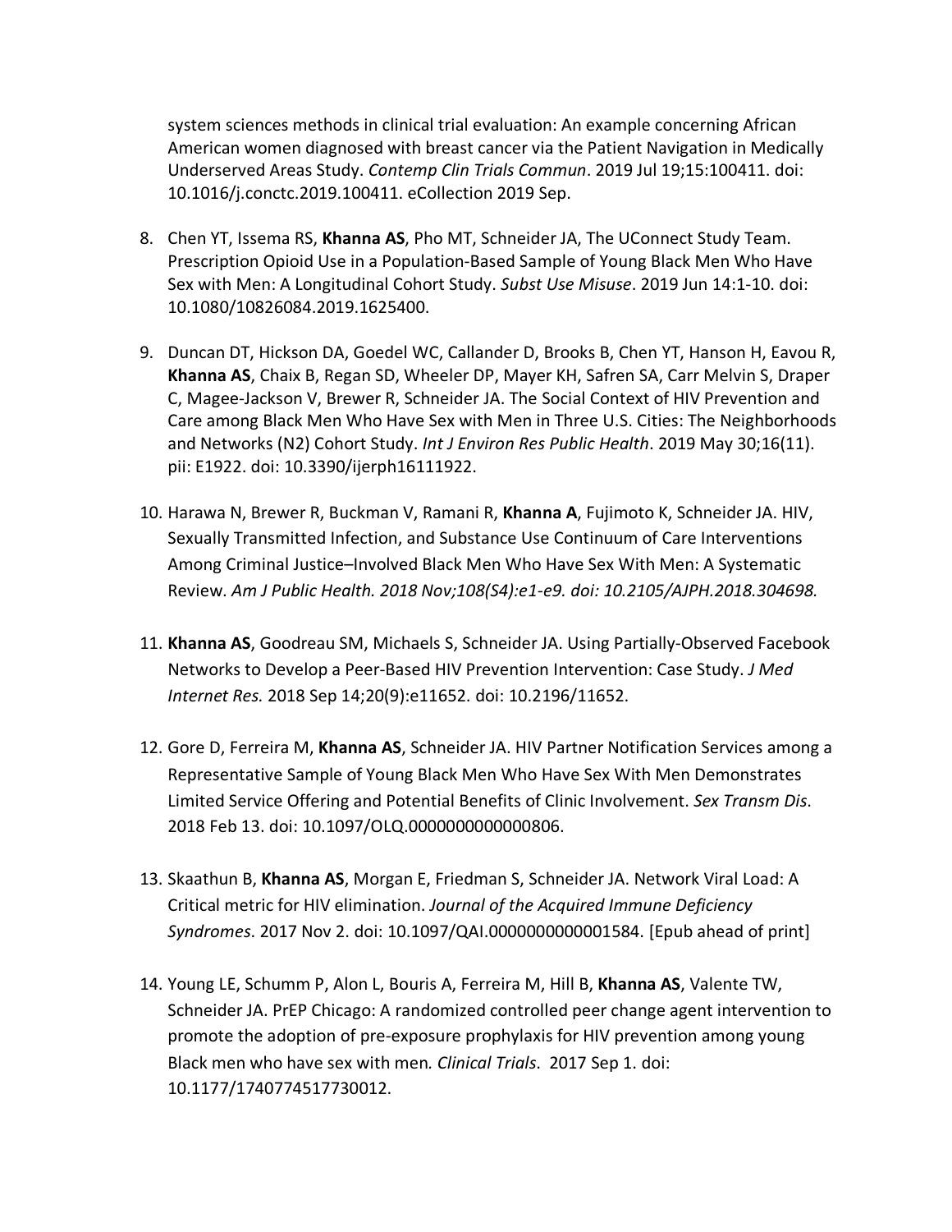system sciences methods in clinical trial evaluation: An example concerning African American women diagnosed with breast cancer via the Patient Navigation in Medically Underserved Areas Study. *Contemp Clin Trials Commun*. 2019 Jul 19;15:100411. doi: 10.1016/j.conctc.2019.100411. eCollection 2019 Sep.

8. Chen YT, Issema RS, **Khanna AS**, Pho MT, Schneider JA, The UConnect Study Team. Prescription Opioid Use in a Population-Based Sample of Young Black Men Who Have Sex with Men: A Longitudinal Cohort Study. *Subst Use Misuse*. 2019 Jun 14:1-10. doi: 10.1080/10826084.2019.1625400.

9. Duncan DT, Hickson DA, Goedel WC, Callander D, Brooks B, Chen YT, Hanson H, Eavou R, **Khanna AS**, Chaix B, Regan SD, Wheeler DP, Mayer KH, Safren SA, Carr Melvin S, Draper C, Magee-Jackson V, Brewer R, Schneider JA. The Social Context of HIV Prevention and Care among Black Men Who Have Sex with Men in Three U.S. Cities: The Neighborhoods and Networks (N2) Cohort Study. *Int J Environ Res Public Health*. 2019 May 30;16(11). pii: E1922. doi: 10.3390/ijerph16111922.

10. Harawa N, Brewer R, Buckman V, Ramani R, **Khanna A**, Fujimoto K, Schneider JA. HIV, Sexually Transmitted Infection, and Substance Use Continuum of Care Interventions Among Criminal Justice–Involved Black Men Who Have Sex With Men: A Systematic Review. *Am J Public Health. 2018 Nov;108(S4):e1-e9. doi: 10.2105/AJPH.2018.304698.*

11. **Khanna AS**, Goodreau SM, Michaels S, Schneider JA. Using Partially-Observed Facebook Networks to Develop a Peer-Based HIV Prevention Intervention: Case Study. *J Med Internet Res.* 2018 Sep 14;20(9):e11652. doi: 10.2196/11652.

12. Gore D, Ferreira M, **Khanna AS**, Schneider JA. HIV Partner Notification Services among a Representative Sample of Young Black Men Who Have Sex With Men Demonstrates Limited Service Offering and Potential Benefits of Clinic Involvement. *Sex Transm Dis*. 2018 Feb 13. doi: 10.1097/OLQ.0000000000000806.

13. Skaathun B, **Khanna AS**, Morgan E, Friedman S, Schneider JA. Network Viral Load: A Critical metric for HIV elimination. *Journal of the Acquired Immune Deficiency Syndromes*. 2017 Nov 2. doi: 10.1097/QAI.0000000000001584. [Epub ahead of print]

14. Young LE, Schumm P, Alon L, Bouris A, Ferreira M, Hill B, **Khanna AS**, Valente TW, Schneider JA. PrEP Chicago: A randomized controlled peer change agent intervention to promote the adoption of pre-exposure prophylaxis for HIV prevention among young Black men who have sex with men*. Clinical Trials*. 2017 Sep 1. doi: 10.1177/1740774517730012.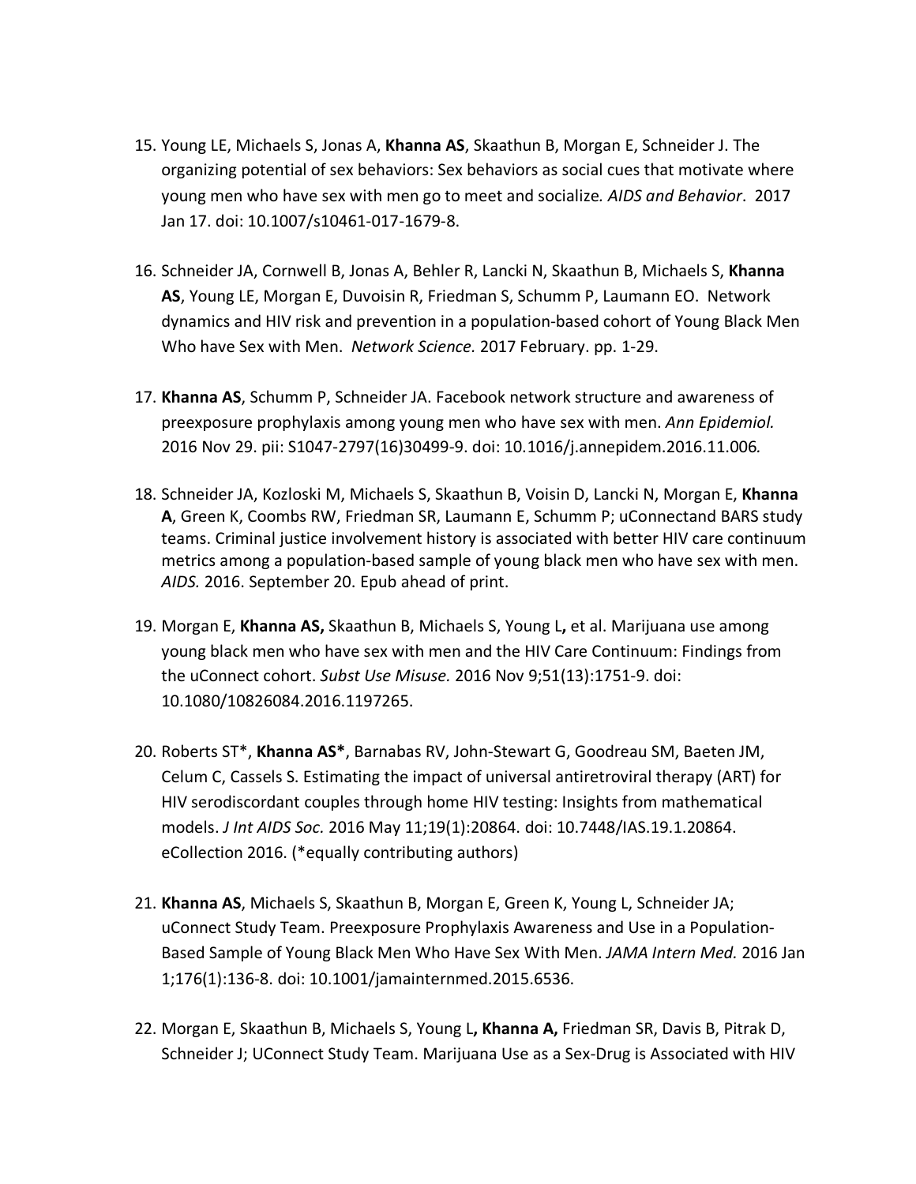15. Young LE, Michaels S, Jonas A, **Khanna AS**, Skaathun B, Morgan E, Schneider J. The organizing potential of sex behaviors: Sex behaviors as social cues that motivate where young men who have sex with men go to meet and socialize. *AIDS and Behavior*. 2017 Jan 17. doi: 10.1007/s10461-017-1679-8.

16. Schneider JA, Cornwell B, Jonas A, Behler R, Lancki N, Skaathun B, Michaels S, **Khanna AS**, Young LE, Morgan E, Duvoisin R, Friedman S, Schumm P, Laumann EO. Network dynamics and HIV risk and prevention in a population-based cohort of Young Black Men Who have Sex with Men. *Network Science.* 2017 February. pp. 1-29.

17. **Khanna AS**, Schumm P, Schneider JA. Facebook network structure and awareness of preexposure prophylaxis among young men who have sex with men. *Ann Epidemiol.* 2016 Nov 29. pii: S1047-2797(16)30499-9. doi: 10.1016/j.annepidem.2016.11.006.

18. Schneider JA, Kozloski M, Michaels S, Skaathun B, Voisin D, Lancki N, Morgan E, **Khanna A**, Green K, Coombs RW, Friedman SR, Laumann E, Schumm P; uConnectand BARS study teams. Criminal justice involvement history is associated with better HIV care continuum metrics among a population-based sample of young black men who have sex with men. *AIDS.* 2016. September 20. Epub ahead of print.

19. Morgan E, **Khanna AS,** Skaathun B, Michaels S, Young L**,** et al. Marijuana use among young black men who have sex with men and the HIV Care Continuum: Findings from the uConnect cohort. *Subst Use Misuse.* 2016 Nov 9;51(13):1751-9. doi: 10.1080/10826084.2016.1197265.

20. Roberts ST*, **Khanna AS***, Barnabas RV, John-Stewart G, Goodreau SM, Baeten JM, Celum C, Cassels S. Estimating the impact of universal antiretroviral therapy (ART) for HIV serodiscordant couples through home HIV testing: Insights from mathematical models. *J Int AIDS Soc.* 2016 May 11;19(1):20864. doi: 10.7448/IAS.19.1.20864. eCollection 2016. (*equally contributing authors)

21. **Khanna AS**, Michaels S, Skaathun B, Morgan E, Green K, Young L, Schneider JA; uConnect Study Team. Preexposure Prophylaxis Awareness and Use in a Population-Based Sample of Young Black Men Who Have Sex With Men. *JAMA Intern Med.* 2016 Jan 1;176(1):136-8. doi: 10.1001/jamainternmed.2015.6536.

22. Morgan E, Skaathun B, Michaels S, Young L**, Khanna A,** Friedman SR, Davis B, Pitrak D, Schneider J; UConnect Study Team. Marijuana Use as a Sex-Drug is Associated with HIV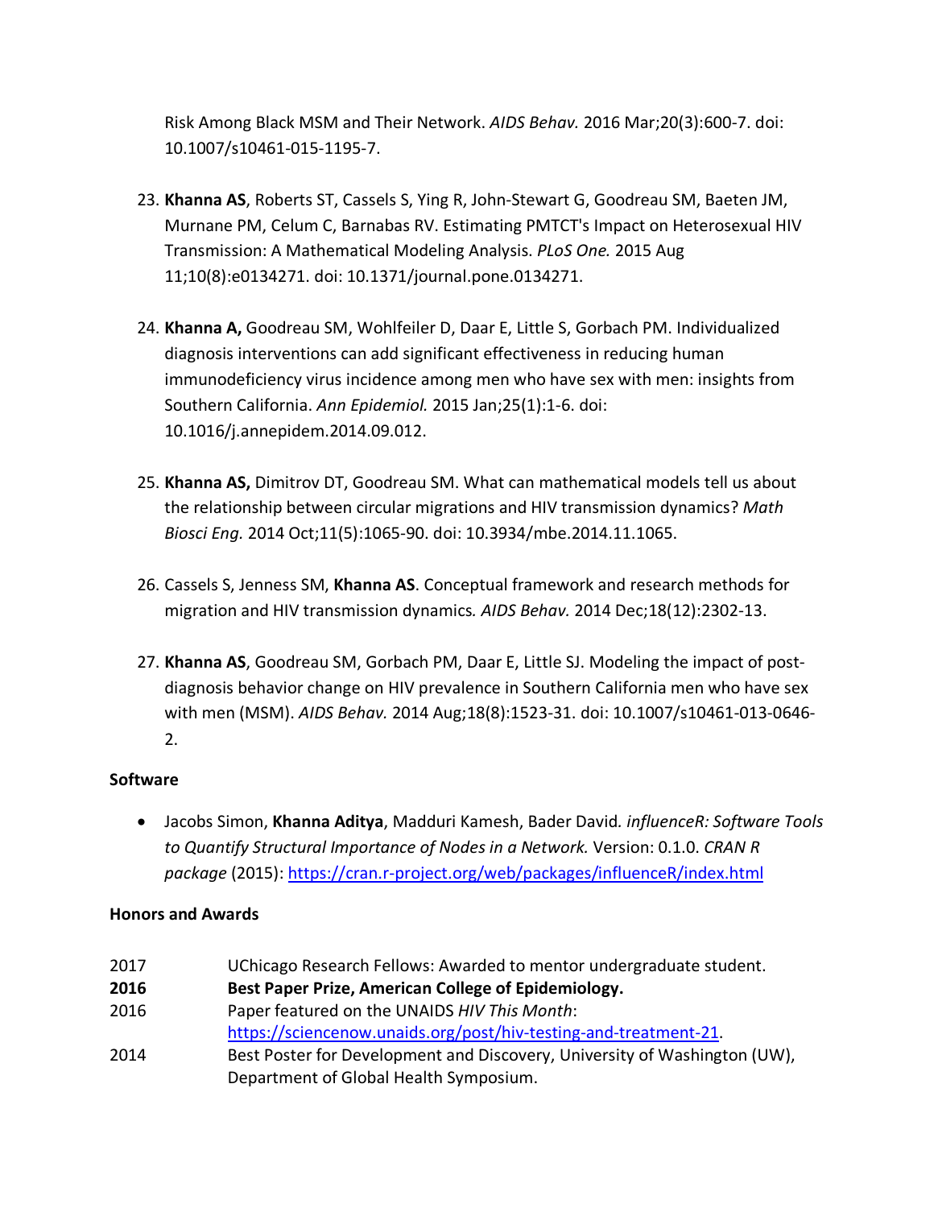Risk Among Black MSM and Their Network. *AIDS Behav.* 2016 Mar;20(3):600-7. doi: 10.1007/s10461-015-1195-7.

23. **Khanna AS**, Roberts ST, Cassels S, Ying R, John-Stewart G, Goodreau SM, Baeten JM, Murnane PM, Celum C, Barnabas RV. Estimating PMTCT's Impact on Heterosexual HIV Transmission: A Mathematical Modeling Analysis. *PLoS One.* 2015 Aug 11;10(8):e0134271. doi: 10.1371/journal.pone.0134271.

24. **Khanna A,** Goodreau SM, Wohlfeiler D, Daar E, Little S, Gorbach PM. Individualized diagnosis interventions can add significant effectiveness in reducing human immunodeficiency virus incidence among men who have sex with men: insights from Southern California. *Ann Epidemiol.* 2015 Jan;25(1):1-6. doi: 10.1016/j.annepidem.2014.09.012.

25. **Khanna AS,** Dimitrov DT, Goodreau SM. What can mathematical models tell us about the relationship between circular migrations and HIV transmission dynamics? *Math Biosci Eng.* 2014 Oct;11(5):1065-90. doi: 10.3934/mbe.2014.11.1065.

26. Cassels S, Jenness SM, **Khanna AS**. Conceptual framework and research methods for migration and HIV transmission dynamics*. AIDS Behav.* 2014 Dec;18(12):2302-13.

27. **Khanna AS**, Goodreau SM, Gorbach PM, Daar E, Little SJ. Modeling the impact of post-diagnosis behavior change on HIV prevalence in Southern California men who have sex with men (MSM). *AIDS Behav.* 2014 Aug;18(8):1523-31. doi: 10.1007/s10461-013-0646-2.

**Software**

- Jacobs Simon, **Khanna Aditya**, Madduri Kamesh, Bader David*. influenceR: Software Tools to Quantify Structural Importance of Nodes in a Network.* Version: 0.1.0. *CRAN R package* (2015): https://cran.r-project.org/web/packages/influenceR/index.html

**Honors and Awards**

| | |
|---|---|
| 2017 | UChicago Research Fellows: Awarded to mentor undergraduate student. |
| **2016** | **Best Paper Prize, American College of Epidemiology.** |
| 2016 | Paper featured on the UNAIDS *HIV This Month*: https://sciencenow.unaids.org/post/hiv-testing-and-treatment-21. |
| 2014 | Best Poster for Development and Discovery, University of Washington (UW), Department of Global Health Symposium. |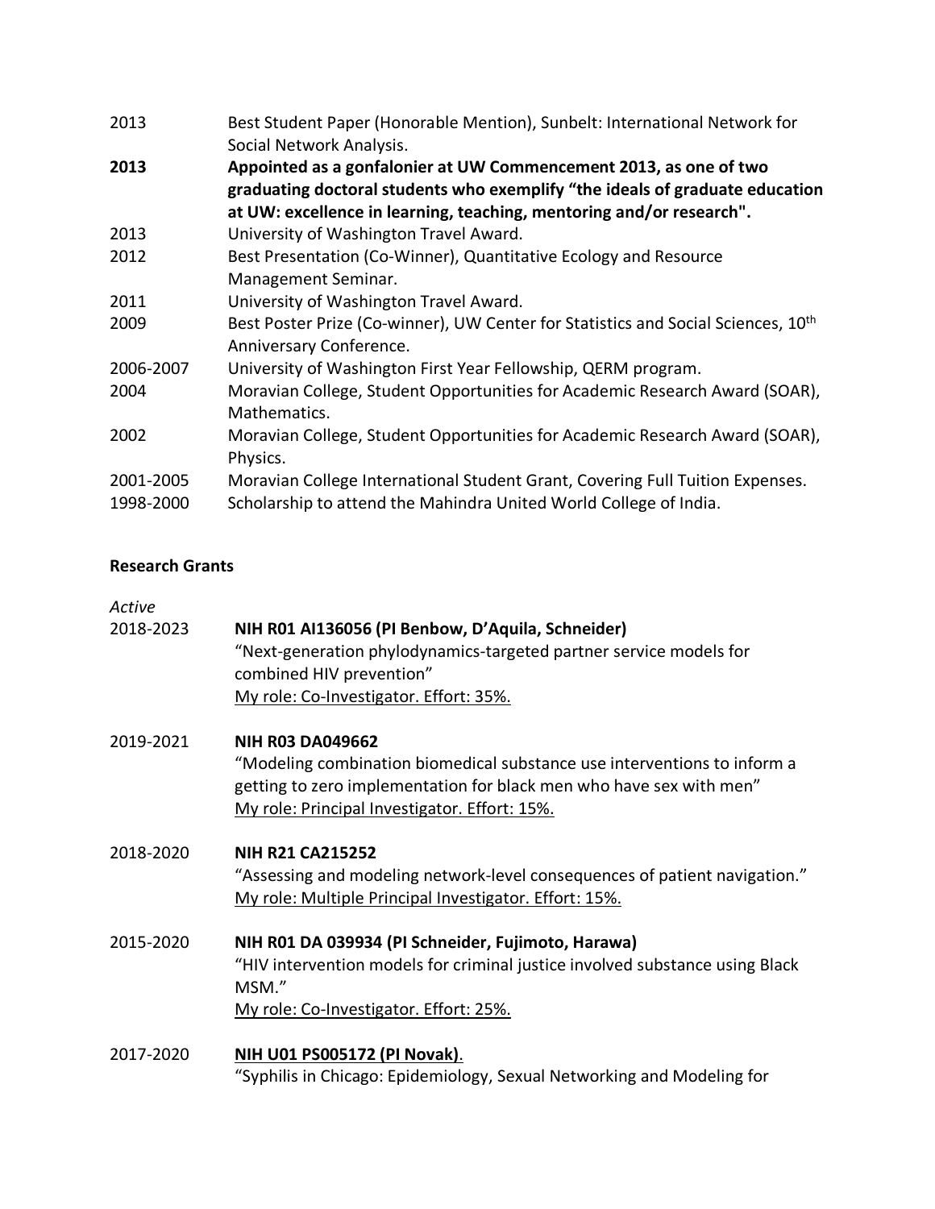2013 Best Student Paper (Honorable Mention), Sunbelt: International Network for Social Network Analysis.

**2013 Appointed as a gonfalonier at UW Commencement 2013, as one of two graduating doctoral students who exemplify "the ideals of graduate education at UW: excellence in learning, teaching, mentoring and/or research".**

2013 University of Washington Travel Award.

2012 Best Presentation (Co-Winner), Quantitative Ecology and Resource Management Seminar.

2011 University of Washington Travel Award.

2009 Best Poster Prize (Co-winner), UW Center for Statistics and Social Sciences, 10th Anniversary Conference.

2006-2007 University of Washington First Year Fellowship, QERM program.

2004 Moravian College, Student Opportunities for Academic Research Award (SOAR), Mathematics.

2002 Moravian College, Student Opportunities for Academic Research Award (SOAR), Physics.

2001-2005 Moravian College International Student Grant, Covering Full Tuition Expenses.

1998-2000 Scholarship to attend the Mahindra United World College of India.

**Research Grants**

*Active*

2018-2023 **NIH R01 AI136056 (PI Benbow, D'Aquila, Schneider)**
"Next-generation phylodynamics-targeted partner service models for combined HIV prevention"
My role: Co-Investigator. Effort: 35%.

2019-2021 **NIH R03 DA049662**
"Modeling combination biomedical substance use interventions to inform a getting to zero implementation for black men who have sex with men"
My role: Principal Investigator. Effort: 15%.

2018-2020 **NIH R21 CA215252**
"Assessing and modeling network-level consequences of patient navigation."
My role: Multiple Principal Investigator. Effort: 15%.

2015-2020 **NIH R01 DA 039934 (PI Schneider, Fujimoto, Harawa)**
"HIV intervention models for criminal justice involved substance using Black MSM."
My role: Co-Investigator. Effort: 25%.

2017-2020 **NIH U01 PS005172 (PI Novak)**.
"Syphilis in Chicago: Epidemiology, Sexual Networking and Modeling for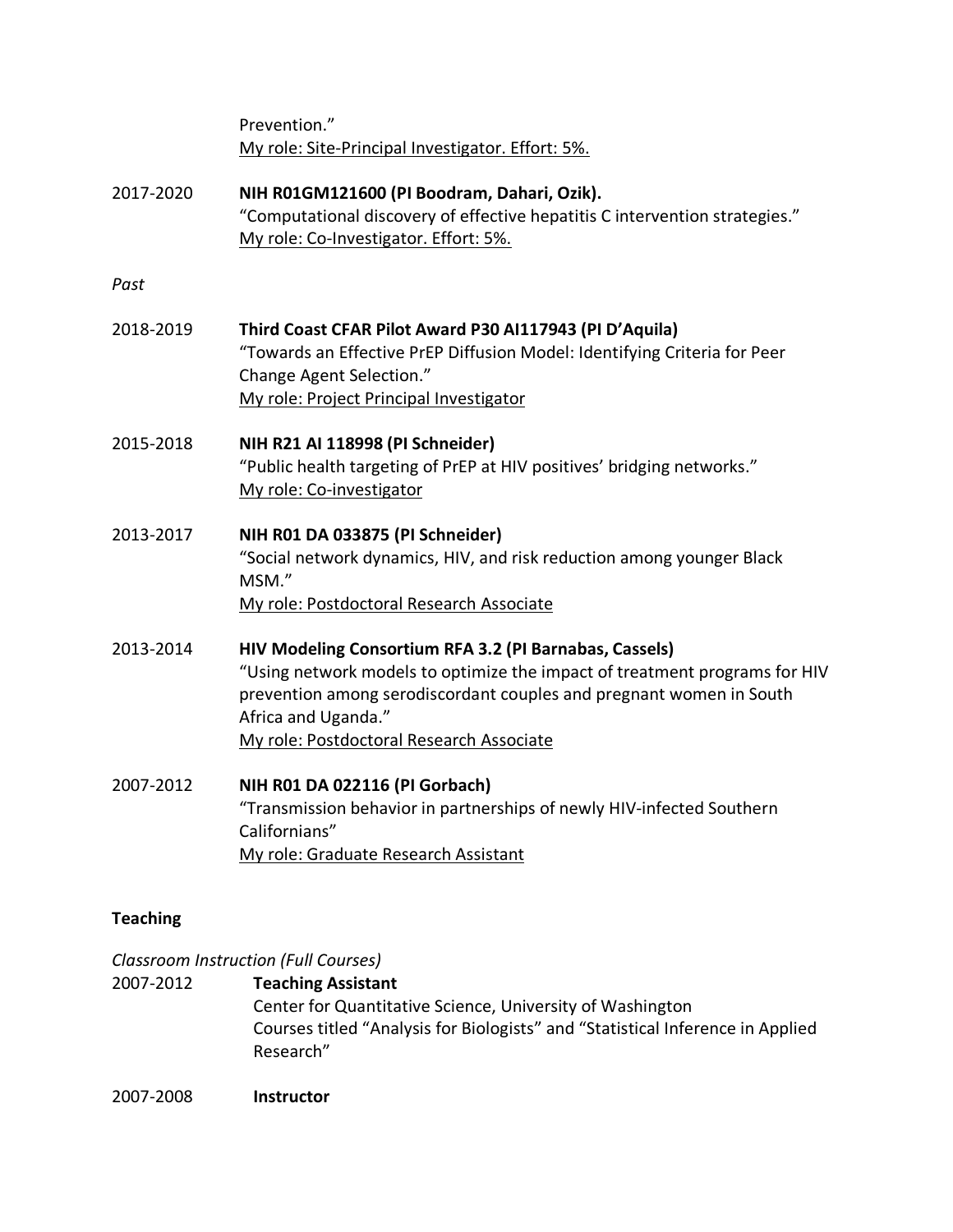Prevention."
<u>My role: Site-Principal Investigator. Effort: 5%.</u>

2017-2020 **NIH R01GM121600 (PI Boodram, Dahari, Ozik).**
"Computational discovery of effective hepatitis C intervention strategies."
<u>My role: Co-Investigator. Effort: 5%.</u>

*Past*

2018-2019 **Third Coast CFAR Pilot Award P30 AI117943 (PI D'Aquila)**
"Towards an Effective PrEP Diffusion Model: Identifying Criteria for Peer Change Agent Selection."
<u>My role: Project Principal Investigator</u>

2015-2018 **NIH R21 AI 118998 (PI Schneider)**
"Public health targeting of PrEP at HIV positives' bridging networks."
<u>My role: Co-investigator</u>

2013-2017 **NIH R01 DA 033875 (PI Schneider)**
"Social network dynamics, HIV, and risk reduction among younger Black MSM."
<u>My role: Postdoctoral Research Associate</u>

2013-2014 **HIV Modeling Consortium RFA 3.2 (PI Barnabas, Cassels)**
"Using network models to optimize the impact of treatment programs for HIV prevention among serodiscordant couples and pregnant women in South Africa and Uganda."
<u>My role: Postdoctoral Research Associate</u>

2007-2012 **NIH R01 DA 022116 (PI Gorbach)**
"Transmission behavior in partnerships of newly HIV-infected Southern Californians"
<u>My role: Graduate Research Assistant</u>

## Teaching

*Classroom Instruction (Full Courses)*

2007-2012 **Teaching Assistant**
Center for Quantitative Science, University of Washington
Courses titled "Analysis for Biologists" and "Statistical Inference in Applied Research"

2007-2008 **Instructor**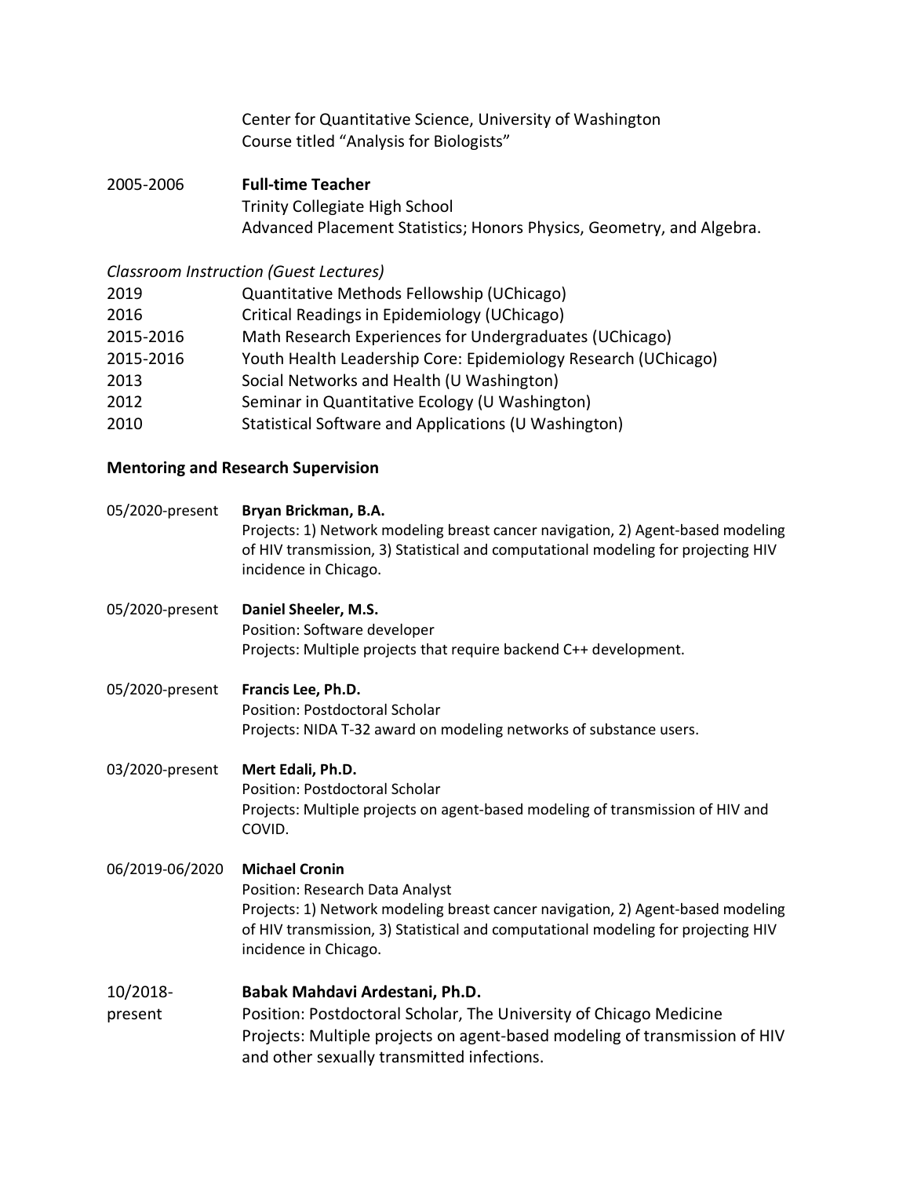Center for Quantitative Science, University of Washington
Course titled "Analysis for Biologists"

2005-2006 **Full-time Teacher**
Trinity Collegiate High School
Advanced Placement Statistics; Honors Physics, Geometry, and Algebra.

*Classroom Instruction (Guest Lectures)*

2019 Quantitative Methods Fellowship (UChicago)
2016 Critical Readings in Epidemiology (UChicago)
2015-2016 Math Research Experiences for Undergraduates (UChicago)
2015-2016 Youth Health Leadership Core: Epidemiology Research (UChicago)
2013 Social Networks and Health (U Washington)
2012 Seminar in Quantitative Ecology (U Washington)
2010 Statistical Software and Applications (U Washington)

**Mentoring and Research Supervision**

05/2020-present **Bryan Brickman, B.A.**
Projects: 1) Network modeling breast cancer navigation, 2) Agent-based modeling of HIV transmission, 3) Statistical and computational modeling for projecting HIV incidence in Chicago.

05/2020-present **Daniel Sheeler, M.S.**
Position: Software developer
Projects: Multiple projects that require backend C++ development.

05/2020-present **Francis Lee, Ph.D.**
Position: Postdoctoral Scholar
Projects: NIDA T-32 award on modeling networks of substance users.

03/2020-present **Mert Edali, Ph.D.**
Position: Postdoctoral Scholar
Projects: Multiple projects on agent-based modeling of transmission of HIV and COVID.

06/2019-06/2020 **Michael Cronin**
Position: Research Data Analyst
Projects: 1) Network modeling breast cancer navigation, 2) Agent-based modeling of HIV transmission, 3) Statistical and computational modeling for projecting HIV incidence in Chicago.

10/2018-present **Babak Mahdavi Ardestani, Ph.D.**
Position: Postdoctoral Scholar, The University of Chicago Medicine
Projects: Multiple projects on agent-based modeling of transmission of HIV and other sexually transmitted infections.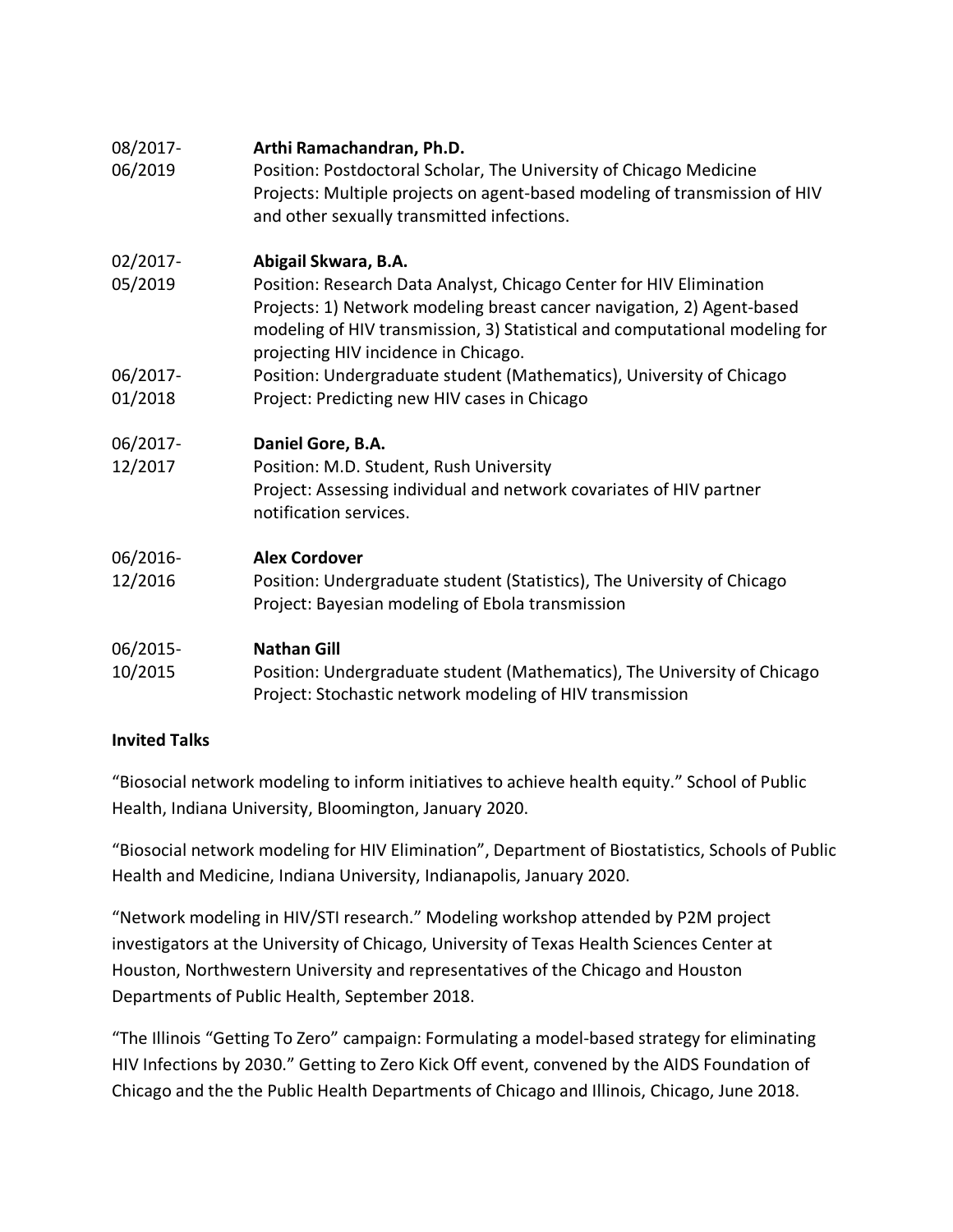08/2017-
06/2019

**Arthi Ramachandran, Ph.D.**
Position: Postdoctoral Scholar, The University of Chicago Medicine
Projects: Multiple projects on agent-based modeling of transmission of HIV and other sexually transmitted infections.

02/2017-
05/2019

**Abigail Skwara, B.A.**
Position: Research Data Analyst, Chicago Center for HIV Elimination
Projects: 1) Network modeling breast cancer navigation, 2) Agent-based modeling of HIV transmission, 3) Statistical and computational modeling for projecting HIV incidence in Chicago.

06/2017-
01/2018

Position: Undergraduate student (Mathematics), University of Chicago
Project: Predicting new HIV cases in Chicago

06/2017-
12/2017

**Daniel Gore, B.A.**
Position: M.D. Student, Rush University
Project: Assessing individual and network covariates of HIV partner notification services.

06/2016-
12/2016

**Alex Cordover**
Position: Undergraduate student (Statistics), The University of Chicago
Project: Bayesian modeling of Ebola transmission

06/2015-
10/2015

**Nathan Gill**
Position: Undergraduate student (Mathematics), The University of Chicago
Project: Stochastic network modeling of HIV transmission

**Invited Talks**

"Biosocial network modeling to inform initiatives to achieve health equity." School of Public Health, Indiana University, Bloomington, January 2020.

"Biosocial network modeling for HIV Elimination", Department of Biostatistics, Schools of Public Health and Medicine, Indiana University, Indianapolis, January 2020.

"Network modeling in HIV/STI research." Modeling workshop attended by P2M project investigators at the University of Chicago, University of Texas Health Sciences Center at Houston, Northwestern University and representatives of the Chicago and Houston Departments of Public Health, September 2018.

"The Illinois "Getting To Zero" campaign: Formulating a model-based strategy for eliminating HIV Infections by 2030." Getting to Zero Kick Off event, convened by the AIDS Foundation of Chicago and the the Public Health Departments of Chicago and Illinois, Chicago, June 2018.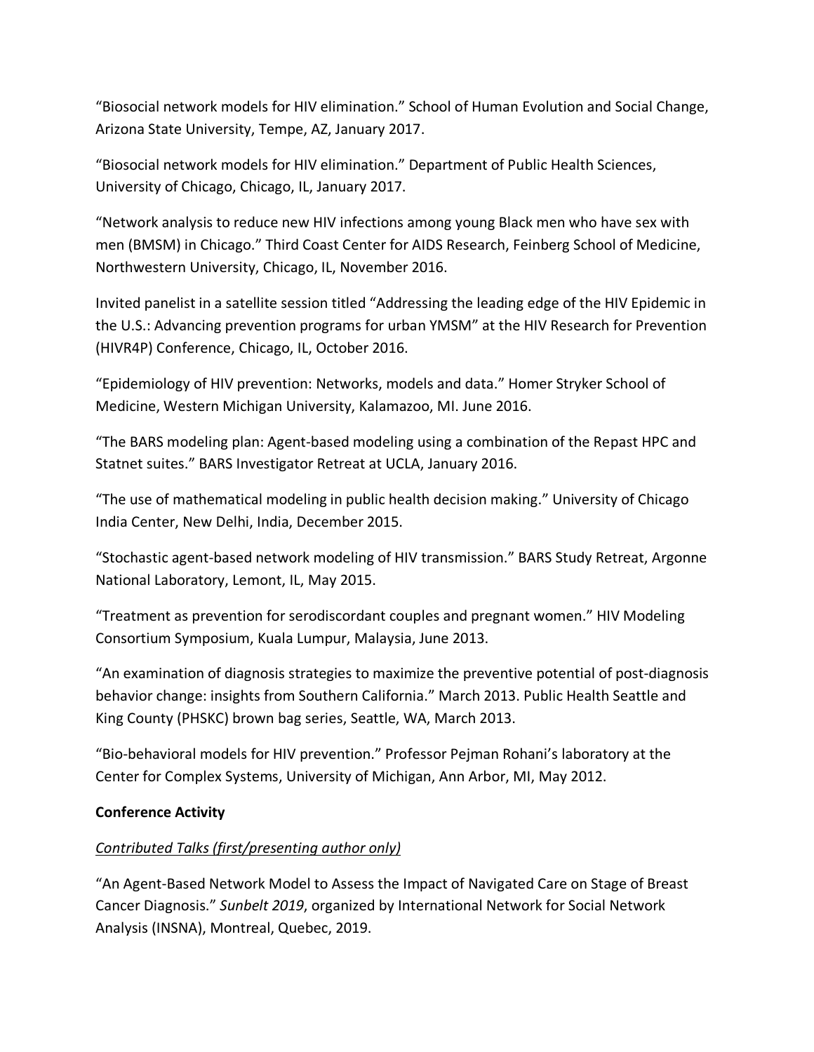"Biosocial network models for HIV elimination." School of Human Evolution and Social Change, Arizona State University, Tempe, AZ, January 2017.

"Biosocial network models for HIV elimination." Department of Public Health Sciences, University of Chicago, Chicago, IL, January 2017.

"Network analysis to reduce new HIV infections among young Black men who have sex with men (BMSM) in Chicago." Third Coast Center for AIDS Research, Feinberg School of Medicine, Northwestern University, Chicago, IL, November 2016.

Invited panelist in a satellite session titled "Addressing the leading edge of the HIV Epidemic in the U.S.: Advancing prevention programs for urban YMSM" at the HIV Research for Prevention (HIVR4P) Conference, Chicago, IL, October 2016.

"Epidemiology of HIV prevention: Networks, models and data." Homer Stryker School of Medicine, Western Michigan University, Kalamazoo, MI. June 2016.

"The BARS modeling plan: Agent-based modeling using a combination of the Repast HPC and Statnet suites." BARS Investigator Retreat at UCLA, January 2016.

"The use of mathematical modeling in public health decision making." University of Chicago India Center, New Delhi, India, December 2015.

"Stochastic agent-based network modeling of HIV transmission." BARS Study Retreat, Argonne National Laboratory, Lemont, IL, May 2015.

"Treatment as prevention for serodiscordant couples and pregnant women." HIV Modeling Consortium Symposium, Kuala Lumpur, Malaysia, June 2013.

"An examination of diagnosis strategies to maximize the preventive potential of post-diagnosis behavior change: insights from Southern California." March 2013. Public Health Seattle and King County (PHSKC) brown bag series, Seattle, WA, March 2013.

"Bio-behavioral models for HIV prevention." Professor Pejman Rohani's laboratory at the Center for Complex Systems, University of Michigan, Ann Arbor, MI, May 2012.

**Conference Activity**

*Contributed Talks (first/presenting author only)*

"An Agent-Based Network Model to Assess the Impact of Navigated Care on Stage of Breast Cancer Diagnosis." *Sunbelt 2019*, organized by International Network for Social Network Analysis (INSNA), Montreal, Quebec, 2019.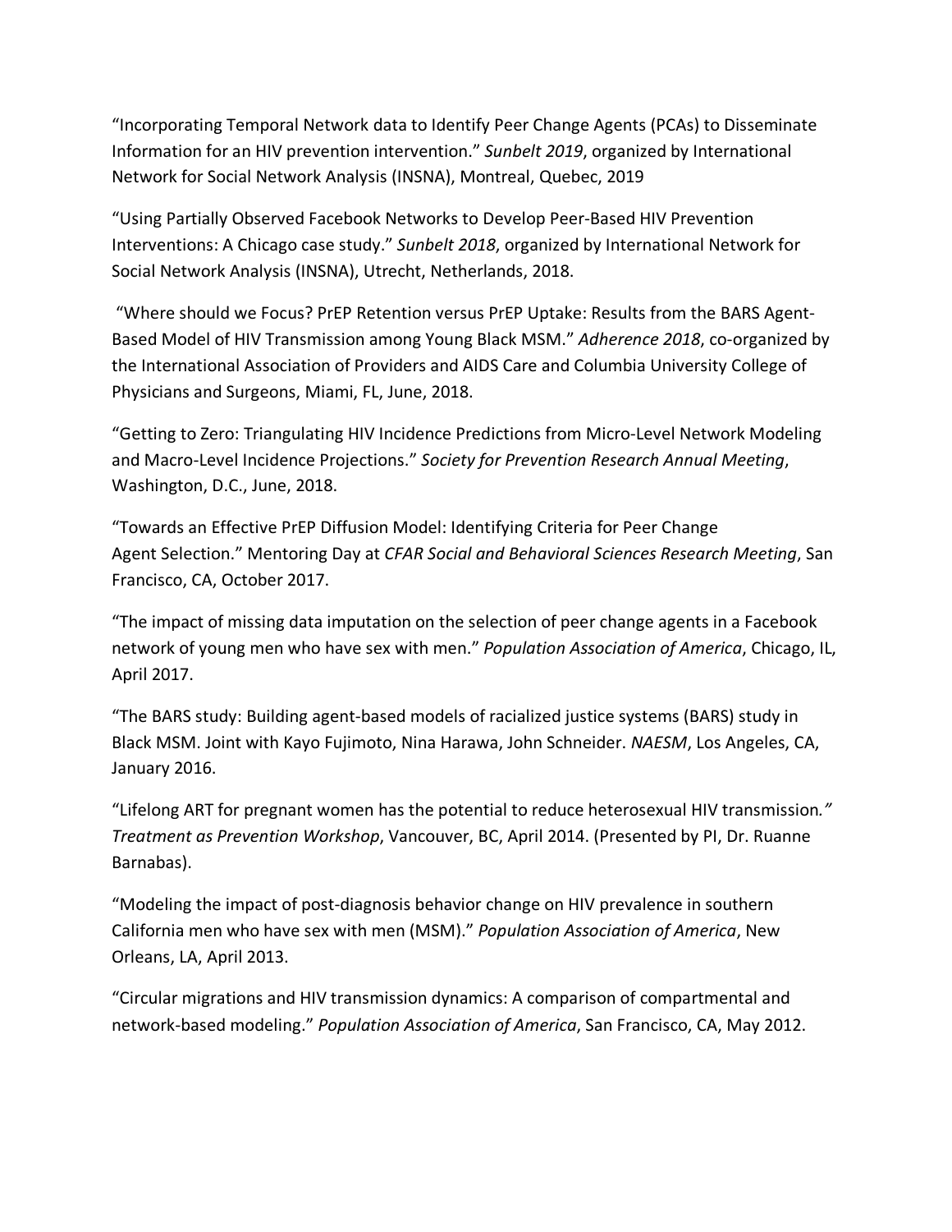"Incorporating Temporal Network data to Identify Peer Change Agents (PCAs) to Disseminate Information for an HIV prevention intervention." *Sunbelt 2019*, organized by International Network for Social Network Analysis (INSNA), Montreal, Quebec, 2019

"Using Partially Observed Facebook Networks to Develop Peer-Based HIV Prevention Interventions: A Chicago case study." *Sunbelt 2018*, organized by International Network for Social Network Analysis (INSNA), Utrecht, Netherlands, 2018.

"Where should we Focus? PrEP Retention versus PrEP Uptake: Results from the BARS Agent-Based Model of HIV Transmission among Young Black MSM." *Adherence 2018*, co-organized by the International Association of Providers and AIDS Care and Columbia University College of Physicians and Surgeons, Miami, FL, June, 2018.

"Getting to Zero: Triangulating HIV Incidence Predictions from Micro-Level Network Modeling and Macro-Level Incidence Projections." *Society for Prevention Research Annual Meeting*, Washington, D.C., June, 2018.

"Towards an Effective PrEP Diffusion Model: Identifying Criteria for Peer Change Agent Selection." Mentoring Day at *CFAR Social and Behavioral Sciences Research Meeting*, San Francisco, CA, October 2017.

"The impact of missing data imputation on the selection of peer change agents in a Facebook network of young men who have sex with men." *Population Association of America*, Chicago, IL, April 2017.

"The BARS study: Building agent-based models of racialized justice systems (BARS) study in Black MSM. Joint with Kayo Fujimoto, Nina Harawa, John Schneider. *NAESM*, Los Angeles, CA, January 2016.

"Lifelong ART for pregnant women has the potential to reduce heterosexual HIV transmission*."* *Treatment as Prevention Workshop*, Vancouver, BC, April 2014. (Presented by PI, Dr. Ruanne Barnabas).

"Modeling the impact of post-diagnosis behavior change on HIV prevalence in southern California men who have sex with men (MSM)." *Population Association of America*, New Orleans, LA, April 2013.

"Circular migrations and HIV transmission dynamics: A comparison of compartmental and network-based modeling." *Population Association of America*, San Francisco, CA, May 2012.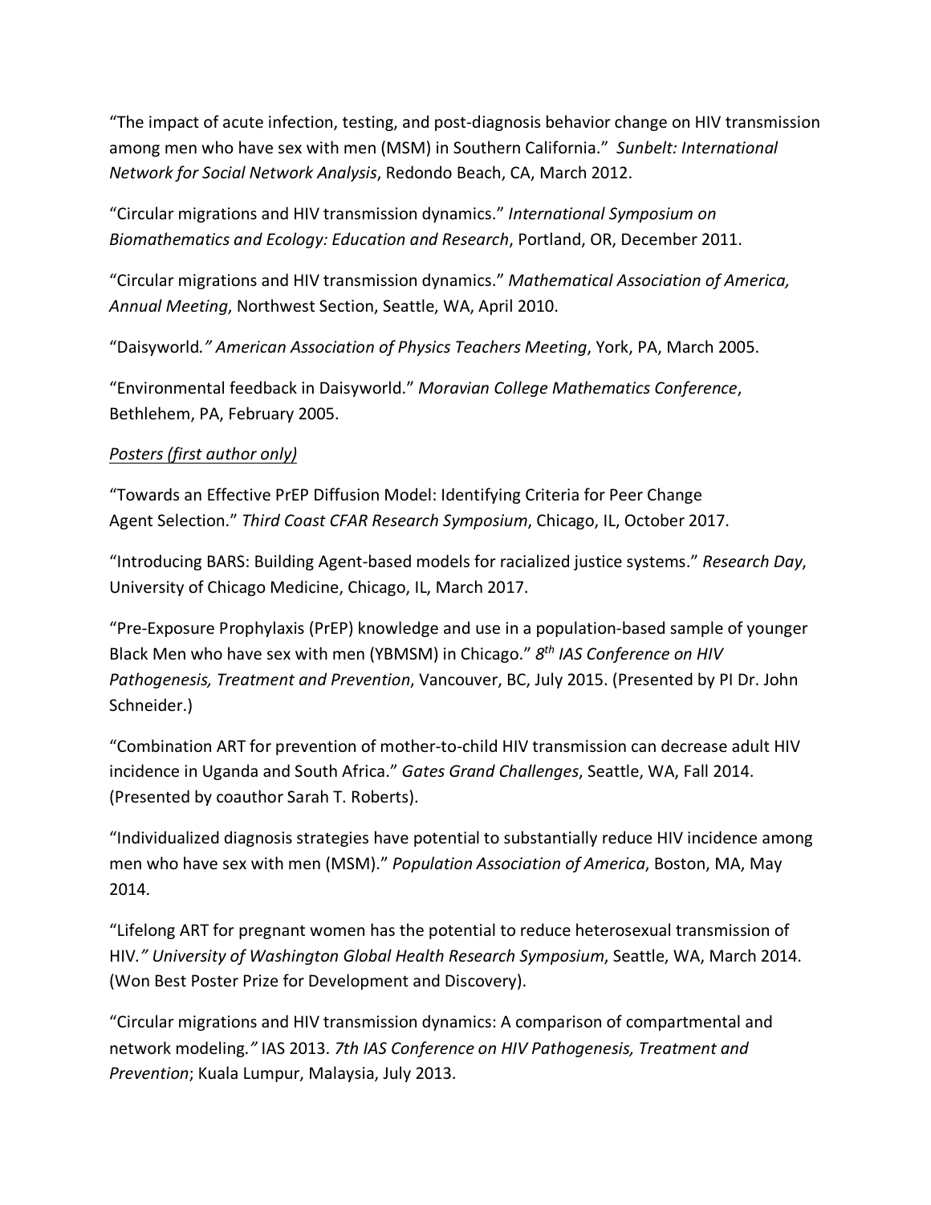"The impact of acute infection, testing, and post-diagnosis behavior change on HIV transmission among men who have sex with men (MSM) in Southern California." *Sunbelt: International Network for Social Network Analysis*, Redondo Beach, CA, March 2012.

"Circular migrations and HIV transmission dynamics." *International Symposium on Biomathematics and Ecology: Education and Research*, Portland, OR, December 2011.

"Circular migrations and HIV transmission dynamics." *Mathematical Association of America, Annual Meeting*, Northwest Section, Seattle, WA, April 2010.

"Daisyworld*." American Association of Physics Teachers Meeting*, York, PA, March 2005.

"Environmental feedback in Daisyworld." *Moravian College Mathematics Conference*, Bethlehem, PA, February 2005.

<u>*Posters (first author only)*</u>

"Towards an Effective PrEP Diffusion Model: Identifying Criteria for Peer Change Agent Selection." *Third Coast CFAR Research Symposium*, Chicago, IL, October 2017.

"Introducing BARS: Building Agent-based models for racialized justice systems." *Research Day*, University of Chicago Medicine, Chicago, IL, March 2017.

"Pre-Exposure Prophylaxis (PrEP) knowledge and use in a population-based sample of younger Black Men who have sex with men (YBMSM) in Chicago." *8th IAS Conference on HIV Pathogenesis, Treatment and Prevention*, Vancouver, BC, July 2015. (Presented by PI Dr. John Schneider.)

"Combination ART for prevention of mother-to-child HIV transmission can decrease adult HIV incidence in Uganda and South Africa." *Gates Grand Challenges*, Seattle, WA, Fall 2014. (Presented by coauthor Sarah T. Roberts).

"Individualized diagnosis strategies have potential to substantially reduce HIV incidence among men who have sex with men (MSM)." *Population Association of America*, Boston, MA, May 2014.

"Lifelong ART for pregnant women has the potential to reduce heterosexual transmission of HIV*." University of Washington Global Health Research Symposium*, Seattle, WA, March 2014. (Won Best Poster Prize for Development and Discovery).

"Circular migrations and HIV transmission dynamics: A comparison of compartmental and network modeling*."* IAS 2013. *7th IAS Conference on HIV Pathogenesis, Treatment and Prevention*; Kuala Lumpur, Malaysia, July 2013.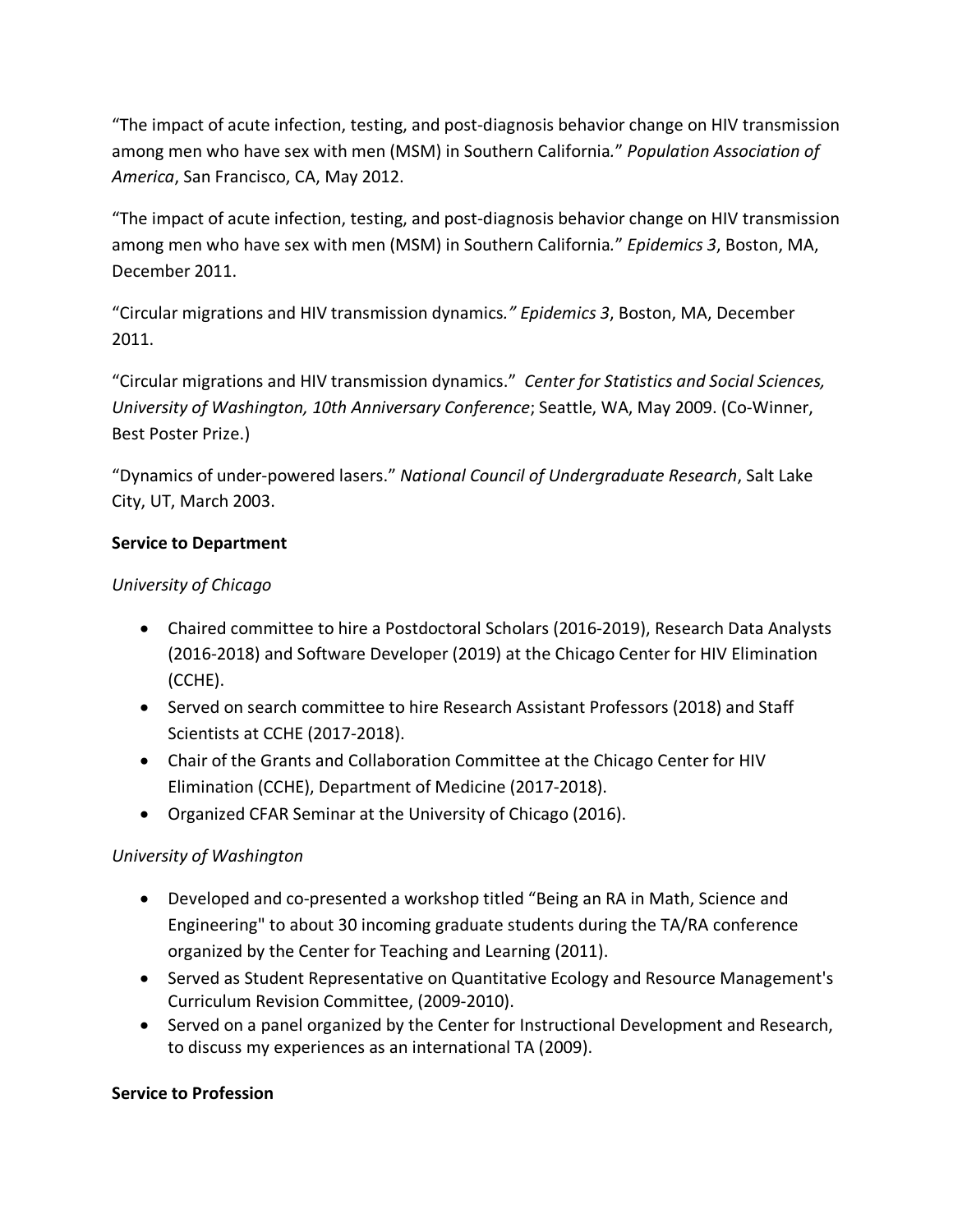"The impact of acute infection, testing, and post-diagnosis behavior change on HIV transmission among men who have sex with men (MSM) in Southern California." *Population Association of America*, San Francisco, CA, May 2012.

"The impact of acute infection, testing, and post-diagnosis behavior change on HIV transmission among men who have sex with men (MSM) in Southern California." *Epidemics 3*, Boston, MA, December 2011.

"Circular migrations and HIV transmission dynamics*." Epidemics 3*, Boston, MA, December 2011.

"Circular migrations and HIV transmission dynamics." *Center for Statistics and Social Sciences, University of Washington, 10th Anniversary Conference*; Seattle, WA, May 2009. (Co-Winner, Best Poster Prize.)

"Dynamics of under-powered lasers." *National Council of Undergraduate Research*, Salt Lake City, UT, March 2003.

**Service to Department**

*University of Chicago*

- Chaired committee to hire a Postdoctoral Scholars (2016-2019), Research Data Analysts (2016-2018) and Software Developer (2019) at the Chicago Center for HIV Elimination (CCHE).
- Served on search committee to hire Research Assistant Professors (2018) and Staff Scientists at CCHE (2017-2018).
- Chair of the Grants and Collaboration Committee at the Chicago Center for HIV Elimination (CCHE), Department of Medicine (2017-2018).
- Organized CFAR Seminar at the University of Chicago (2016).

*University of Washington*

- Developed and co-presented a workshop titled "Being an RA in Math, Science and Engineering" to about 30 incoming graduate students during the TA/RA conference organized by the Center for Teaching and Learning (2011).
- Served as Student Representative on Quantitative Ecology and Resource Management's Curriculum Revision Committee, (2009-2010).
- Served on a panel organized by the Center for Instructional Development and Research, to discuss my experiences as an international TA (2009).

**Service to Profession**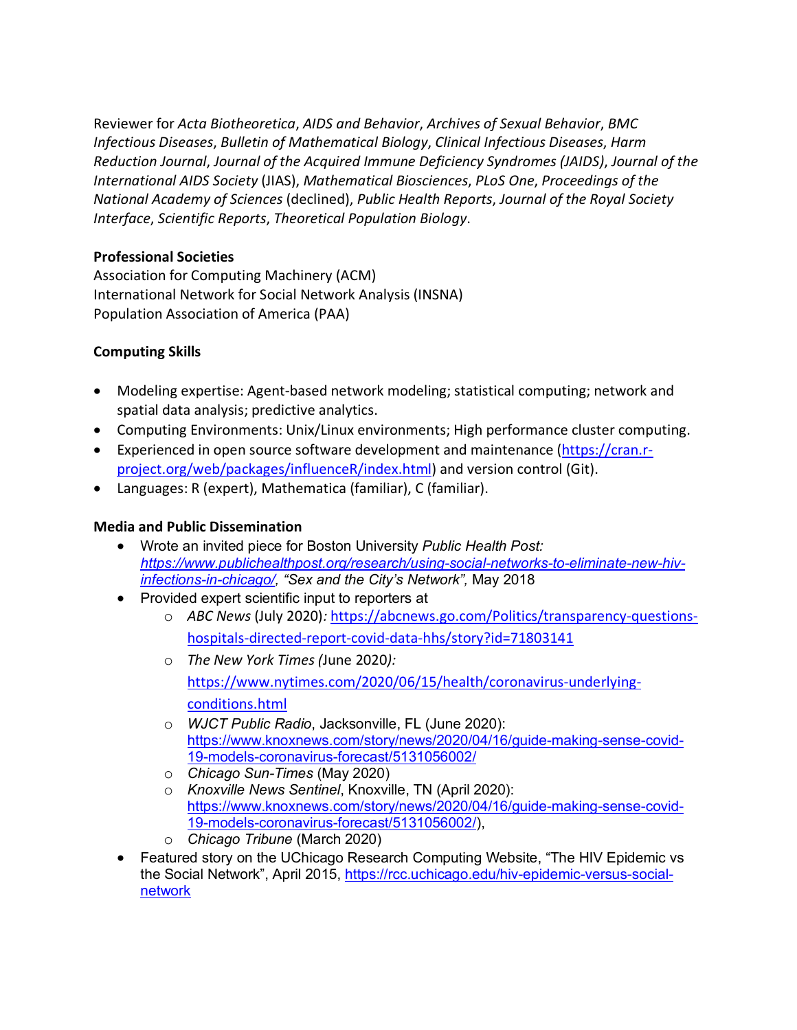Reviewer for *Acta Biotheoretica*, *AIDS and Behavior*, *Archives of Sexual Behavior*, *BMC Infectious Diseases*, *Bulletin of Mathematical Biology*, *Clinical Infectious Diseases*, *Harm Reduction Journal*, *Journal of the Acquired Immune Deficiency Syndromes (JAIDS)*, *Journal of the International AIDS Society* (JIAS), *Mathematical Biosciences*, *PLoS One*, *Proceedings of the National Academy of Sciences* (declined), *Public Health Reports*, *Journal of the Royal Society Interface*, *Scientific Reports*, *Theoretical Population Biology*.

**Professional Societies**

Association for Computing Machinery (ACM)
International Network for Social Network Analysis (INSNA)
Population Association of America (PAA)

**Computing Skills**

- Modeling expertise: Agent-based network modeling; statistical computing; network and spatial data analysis; predictive analytics.
- Computing Environments: Unix/Linux environments; High performance cluster computing.
- Experienced in open source software development and maintenance (https://cran.r-project.org/web/packages/influenceR/index.html) and version control (Git).
- Languages: R (expert), Mathematica (familiar), C (familiar).

**Media and Public Dissemination**

- Wrote an invited piece for Boston University *Public Health Post: https://www.publichealthpost.org/research/using-social-networks-to-eliminate-new-hiv-infections-in-chicago/, "Sex and the City's Network",* May 2018
- Provided expert scientific input to reporters at
  - *ABC News* (July 2020)*:* https://abcnews.go.com/Politics/transparency-questions-hospitals-directed-report-covid-data-hhs/story?id=71803141
  - *The New York Times (*June 2020*):* https://www.nytimes.com/2020/06/15/health/coronavirus-underlying-conditions.html
  - *WJCT Public Radio*, Jacksonville, FL (June 2020): https://www.knoxnews.com/story/news/2020/04/16/guide-making-sense-covid-19-models-coronavirus-forecast/5131056002/
  - *Chicago Sun-Times* (May 2020)
  - *Knoxville News Sentinel*, Knoxville, TN (April 2020): https://www.knoxnews.com/story/news/2020/04/16/guide-making-sense-covid-19-models-coronavirus-forecast/5131056002/),
  - *Chicago Tribune* (March 2020)
- Featured story on the UChicago Research Computing Website, "The HIV Epidemic vs the Social Network", April 2015, https://rcc.uchicago.edu/hiv-epidemic-versus-social-network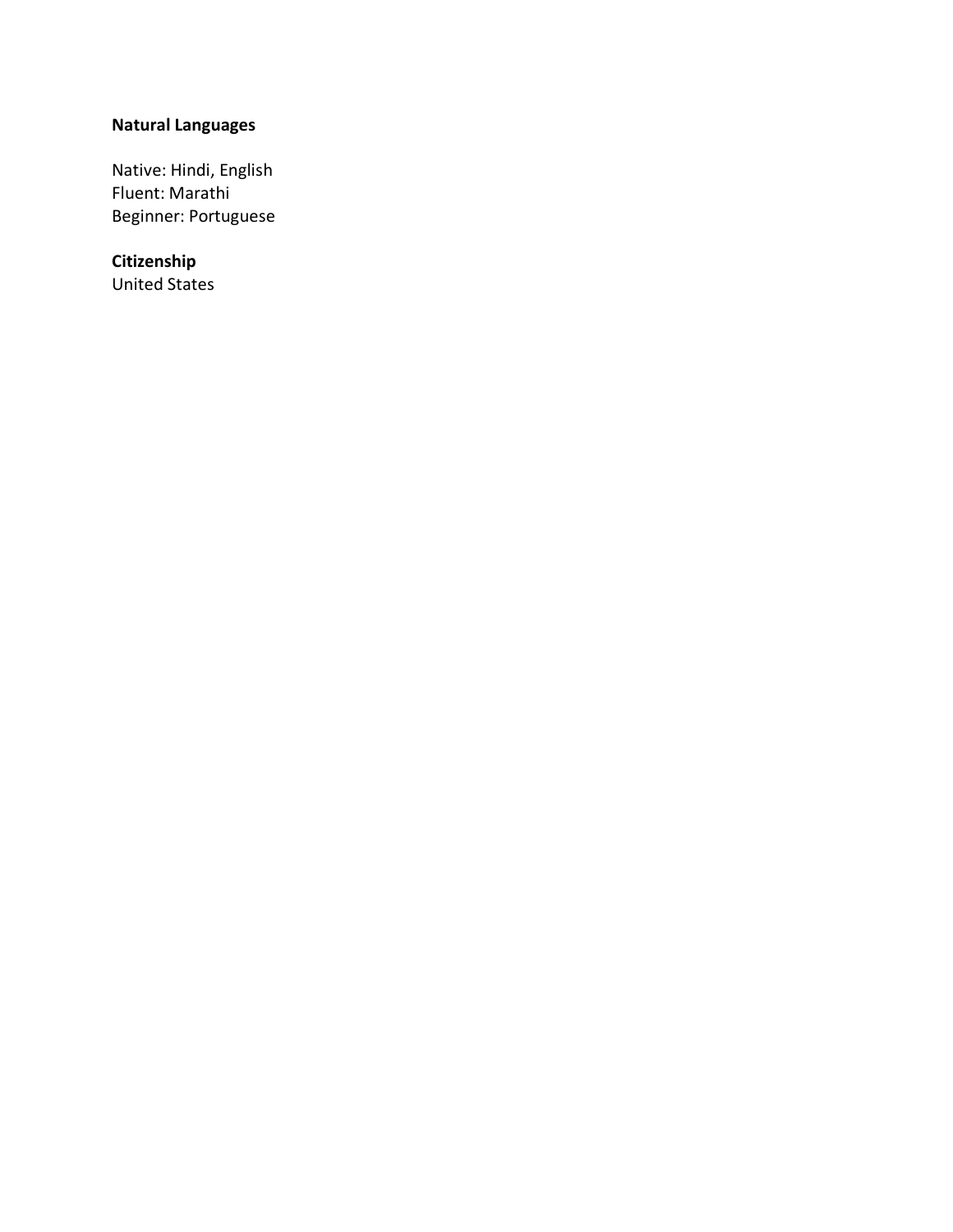**Natural Languages**

Native: Hindi, English
Fluent: Marathi
Beginner: Portuguese

**Citizenship**
United States